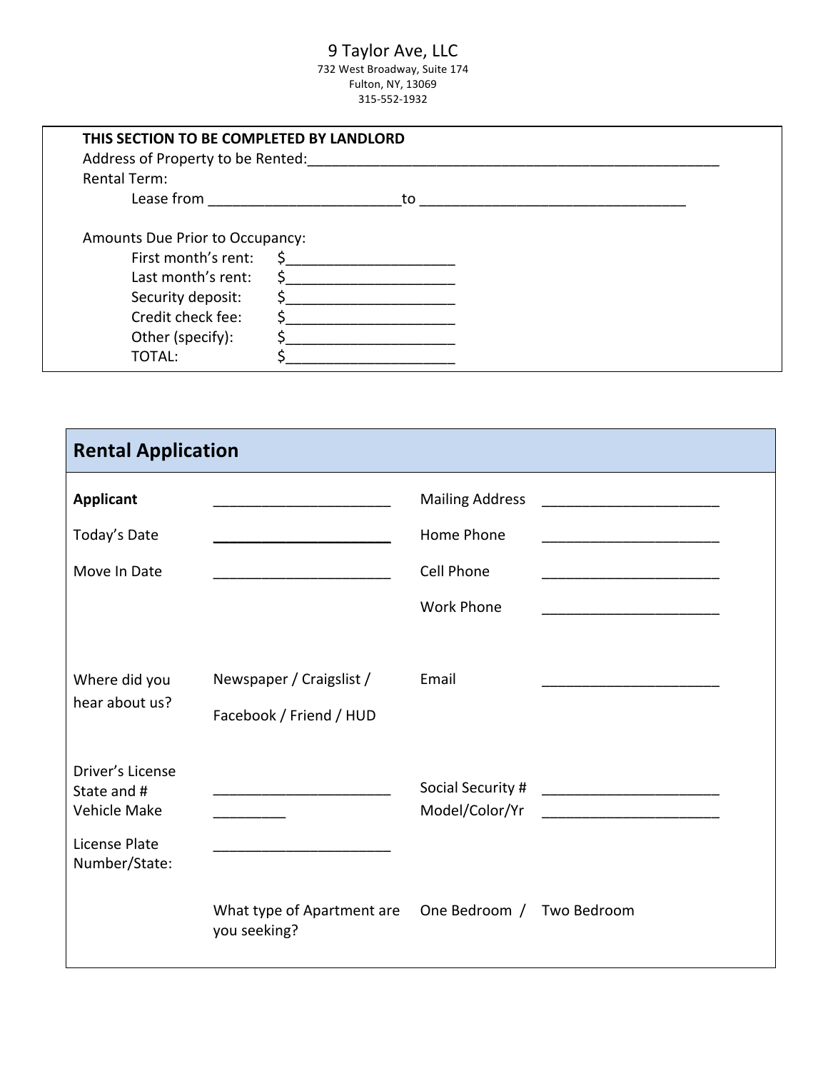9 Taylor Ave, LLC
732 West Broadway, Suite 174
Fulton, NY, 13069
315-552-1932

**THIS SECTION TO BE COMPLETED BY LANDLORD**

Address of Property to be Rented:_____________________________________________________

Rental Term:

Lease from ________________________to ________________________________

Amounts Due Prior to Occupancy:

| | |
|---|---|
| First month's rent: | $____________________ |
| Last month's rent: | $____________________ |
| Security deposit: | $____________________ |
| Credit check fee: | $____________________ |
| Other (specify): | $____________________ |
| TOTAL: | $____________________ |

## Rental Application

| | | | |
|---|---|---|---|
| **Applicant** | ______________________ | Mailing Address | ______________________ |
| Today's Date | ______________________ | Home Phone | ______________________ |
| Move In Date | ______________________ | Cell Phone | ______________________ |
| | | Work Phone | ______________________ |
| Where did you hear about us? | Newspaper / Craigslist / Facebook / Friend / HUD | Email | ______________________ |
| Driver's License State and # | ______________________ | Social Security # | ______________________ |
| Vehicle Make | _________ | Model/Color/Yr | ______________________ |
| License Plate Number/State: | ______________________ | | |
| | What type of Apartment are you seeking? | One Bedroom / | Two Bedroom |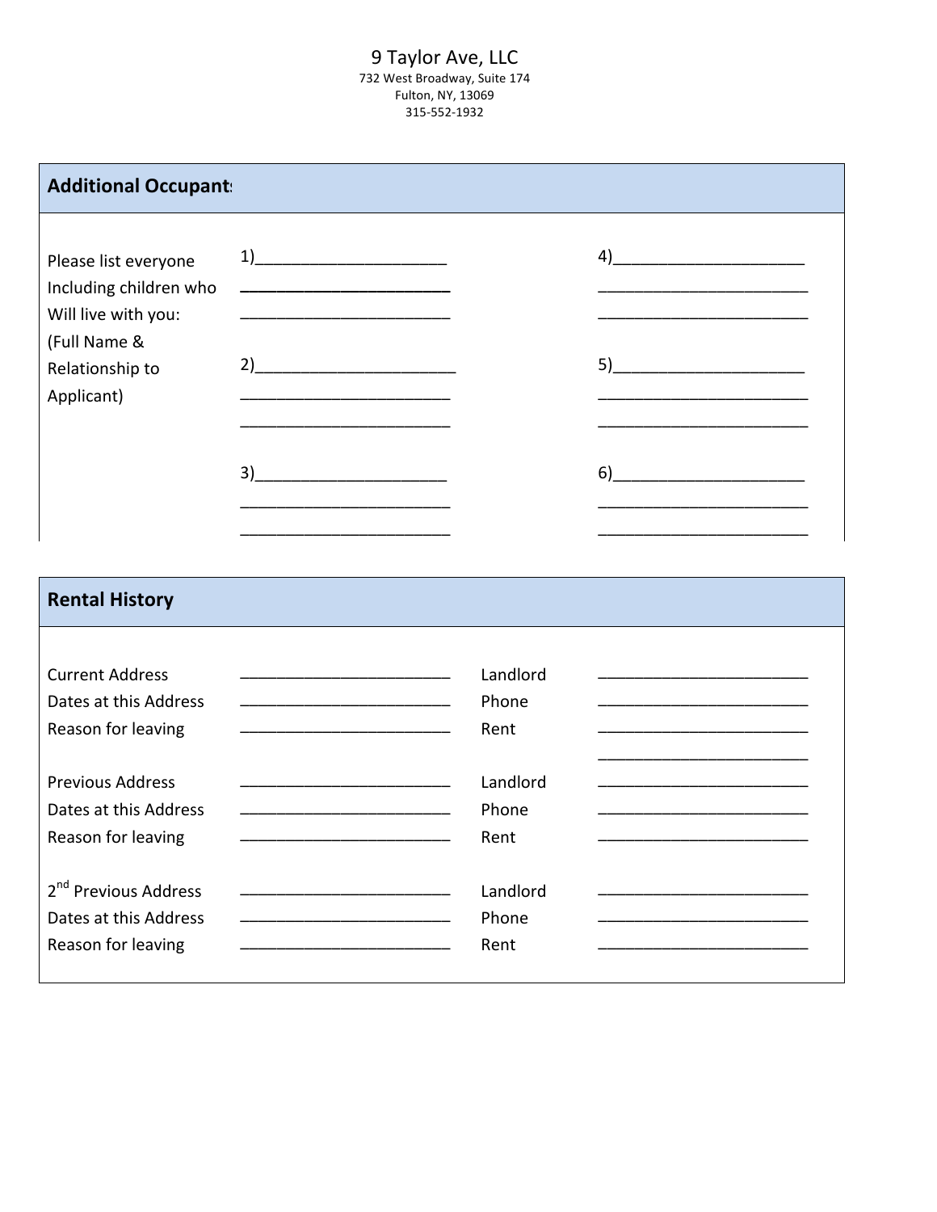9 Taylor Ave, LLC
732 West Broadway, Suite 174
Fulton, NY, 13069
315-552-1932

## Additional Occupants

Please list everyone Including children who Will live with you: (Full Name & Relationship to Applicant)

1)______________________
________________________
________________________

2)______________________
________________________
________________________

3)______________________
________________________
________________________

4)______________________
________________________
________________________

5)______________________
________________________
________________________

6)______________________
________________________
________________________

## Rental History

| | | | |
|---|---|---|---|
| Current Address | ________________________ | Landlord | ________________________ |
| Dates at this Address | ________________________ | Phone | ________________________ |
| Reason for leaving | ________________________ | Rent | ________________________ |
| | | | ________________________ |
| Previous Address | ________________________ | Landlord | ________________________ |
| Dates at this Address | ________________________ | Phone | ________________________ |
| Reason for leaving | ________________________ | Rent | ________________________ |
| 2nd Previous Address | ________________________ | Landlord | ________________________ |
| Dates at this Address | ________________________ | Phone | ________________________ |
| Reason for leaving | ________________________ | Rent | ________________________ |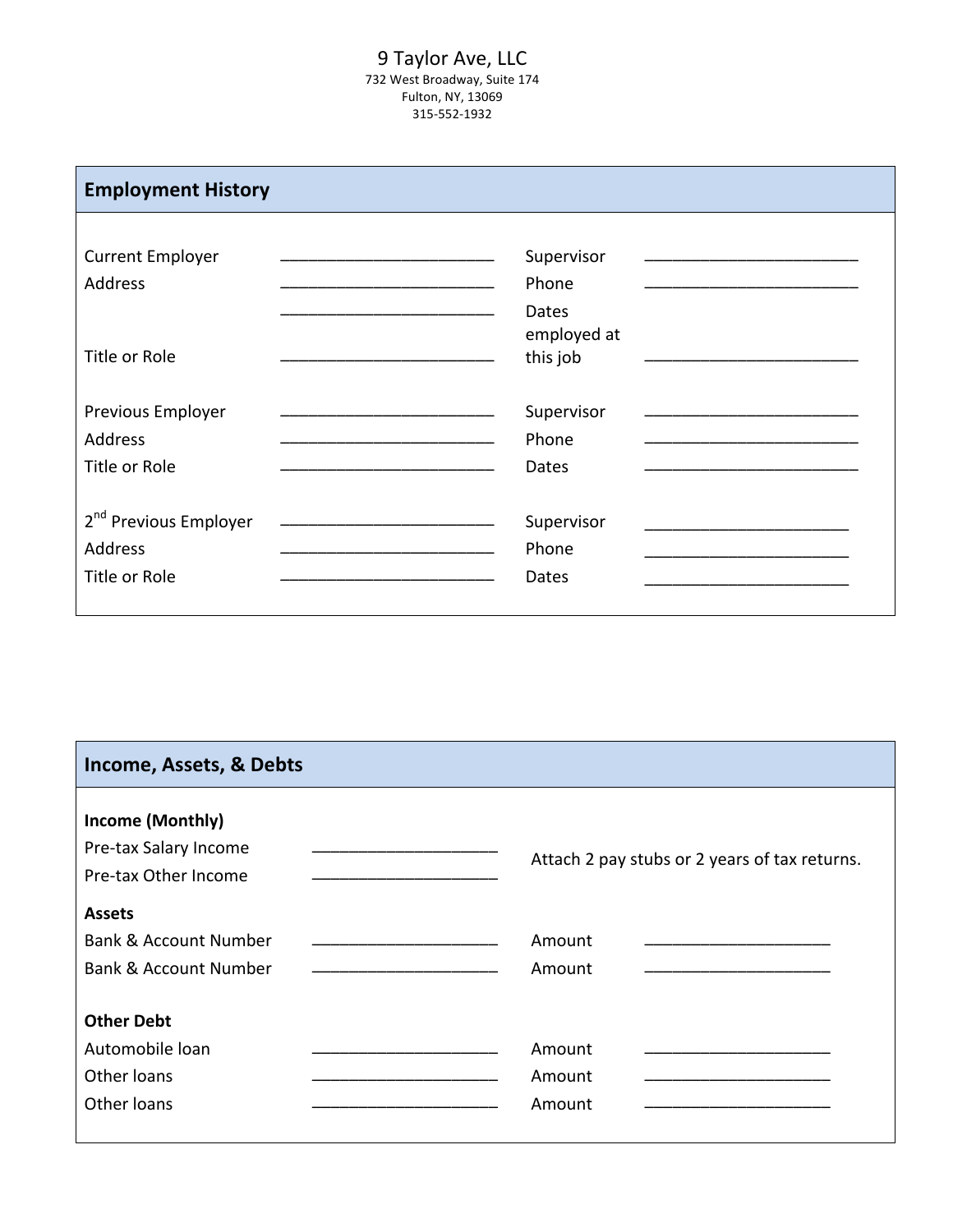9 Taylor Ave, LLC
732 West Broadway, Suite 174
Fulton, NY, 13069
315-552-1932

## Employment History

| | | | |
|---|---|---|---|
| Current Employer | ______________________ | Supervisor | ______________________ |
| Address | ______________________ | Phone | ______________________ |
| | ______________________ | | |
| Title or Role | ______________________ | Dates employed at this job | ______________________ |
| | | | |
| Previous Employer | ______________________ | Supervisor | ______________________ |
| Address | ______________________ | Phone | ______________________ |
| Title or Role | ______________________ | Dates | ______________________ |
| | | | |
| 2nd Previous Employer | ______________________ | Supervisor | ______________________ |
| Address | ______________________ | Phone | ______________________ |
| Title or Role | ______________________ | Dates | ______________________ |

## Income, Assets, & Debts

**Income (Monthly)**

| | | |
|---|---|---|
| Pre-tax Salary Income | ____________________ | Attach 2 pay stubs or 2 years of tax returns. |
| Pre-tax Other Income | ____________________ | |

**Assets**

| | | | |
|---|---|---|---|
| Bank & Account Number | ____________________ | Amount | ____________________ |
| Bank & Account Number | ____________________ | Amount | ____________________ |

**Other Debt**

| | | | |
|---|---|---|---|
| Automobile loan | ____________________ | Amount | ____________________ |
| Other loans | ____________________ | Amount | ____________________ |
| Other loans | ____________________ | Amount | ____________________ |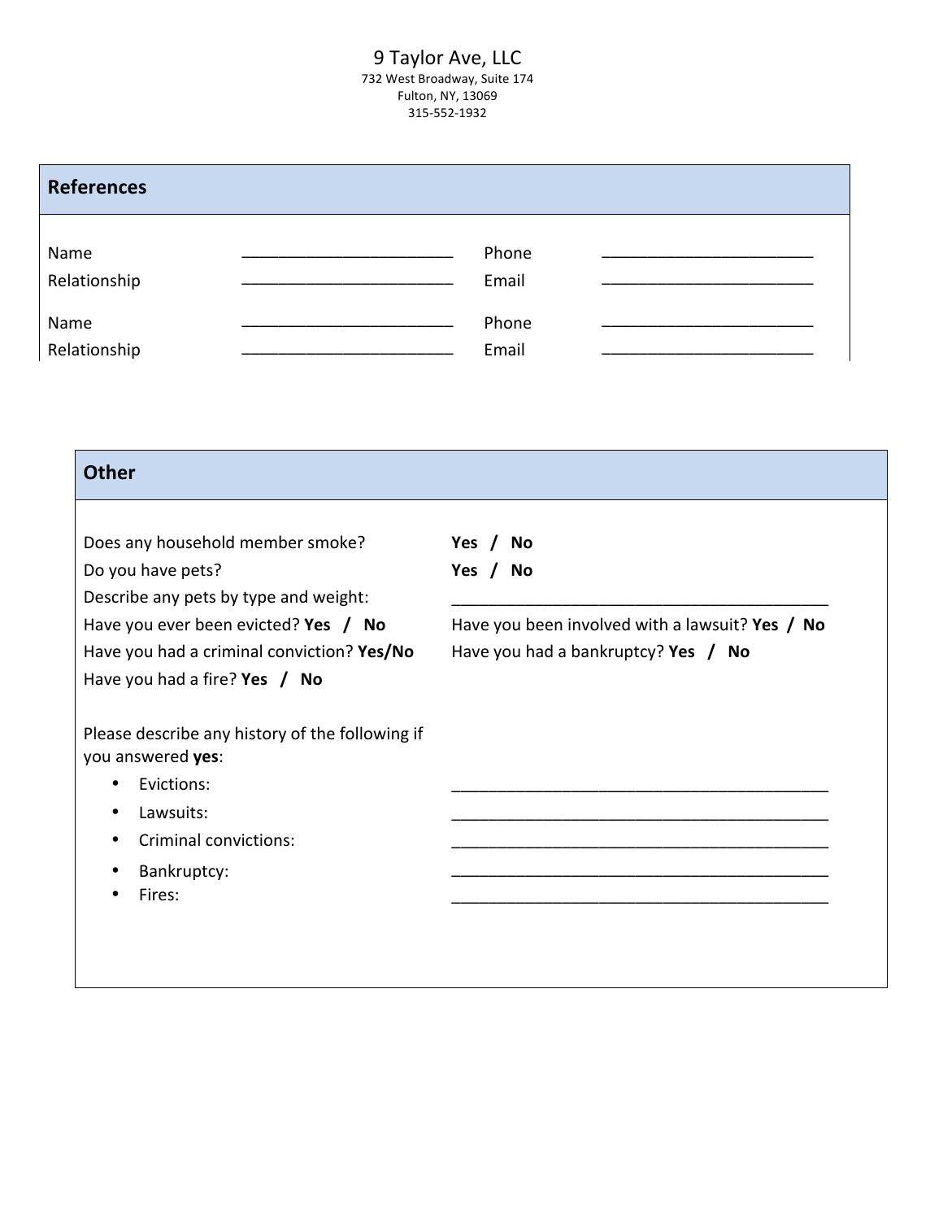9 Taylor Ave, LLC
732 West Broadway, Suite 174
Fulton, NY, 13069
315-552-1932

## References

| | | | |
|---|---|---|---|
| Name | ________________________ | Phone | ________________________ |
| Relationship | ________________________ | Email | ________________________ |
| Name | ________________________ | Phone | ________________________ |
| Relationship | ________________________ | Email | ________________________ |

## Other

Does any household member smoke? **Yes / No**

Do you have pets? **Yes / No**

Describe any pets by type and weight: ____________________________________________

Have you ever been evicted? **Yes / No**

Have you been involved with a lawsuit? **Yes / No**

Have you had a criminal conviction? **Yes/No**

Have you had a bankruptcy? **Yes / No**

Have you had a fire? **Yes / No**

Please describe any history of the following if you answered **yes**:

- Evictions: ____________________________________________
- Lawsuits: ____________________________________________
- Criminal convictions: ____________________________________________
- Bankruptcy: ____________________________________________
- Fires: ____________________________________________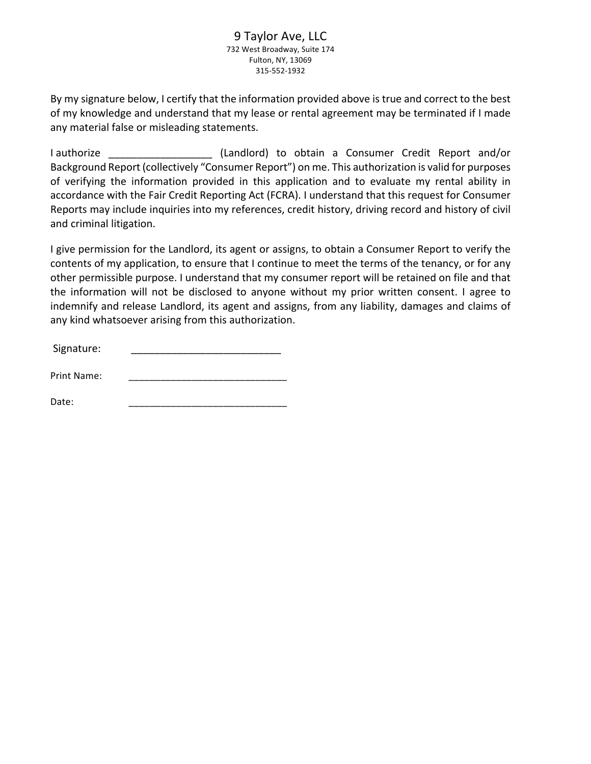9 Taylor Ave, LLC
732 West Broadway, Suite 174
Fulton, NY, 13069
315-552-1932

By my signature below, I certify that the information provided above is true and correct to the best of my knowledge and understand that my lease or rental agreement may be terminated if I made any material false or misleading statements.

I authorize _________________ (Landlord) to obtain a Consumer Credit Report and/or Background Report (collectively "Consumer Report") on me. This authorization is valid for purposes of verifying the information provided in this application and to evaluate my rental ability in accordance with the Fair Credit Reporting Act (FCRA). I understand that this request for Consumer Reports may include inquiries into my references, credit history, driving record and history of civil and criminal litigation.

I give permission for the Landlord, its agent or assigns, to obtain a Consumer Report to verify the contents of my application, to ensure that I continue to meet the terms of the tenancy, or for any other permissible purpose. I understand that my consumer report will be retained on file and that the information will not be disclosed to anyone without my prior written consent. I agree to indemnify and release Landlord, its agent and assigns, from any liability, damages and claims of any kind whatsoever arising from this authorization.

Signature: __________________________

Print Name: ____________________________

Date: ____________________________